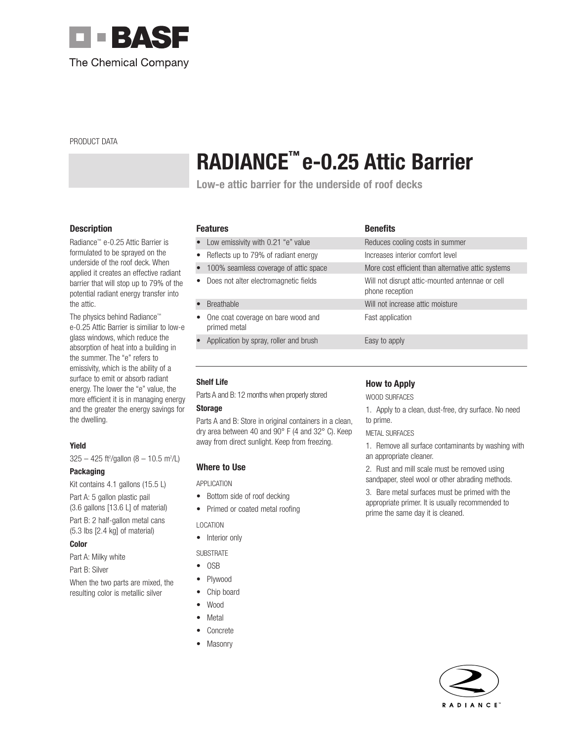BASF

The Chemical Company

PRODUCT DATA

# RADIANCE™ e-0.25 Attic Barrier

**Low-e attic barrier for the underside of roof decks**

## Description

Radiance™ e-0.25 Attic Barrier is formulated to be sprayed on the underside of the roof deck. When applied it creates an effective radiant barrier that will stop up to 79% of the potential radiant energy transfer into the attic.

The physics behind Radiance™ e-0.25 Attic Barrier is similiar to low-e glass windows, which reduce the absorption of heat into a building in the summer. The "e" refers to emissivity, which is the ability of a surface to emit or absorb radiant energy. The lower the "e" value, the more efficient it is in managing energy and the greater the energy savings for the dwelling.

### Yield

325 – 425 ft²/gallon (8 – 10.5 m²/L)

### Packaging

Kit contains 4.1 gallons (15.5 L)

Part A: 5 gallon plastic pail (3.6 gallons [13.6 L] of material)

Part B: 2 half-gallon metal cans (5.3 lbs [2.4 kg] of material)

### Color

Part A: Milky white

Part B: Silver

When the two parts are mixed, the resulting color is metallic silver

| Features | Benefits |
| --- | --- |
| Low emissivity with 0.21 "e" value | Reduces cooling costs in summer |
| Reflects up to 79% of radiant energy | Increases interior comfort level |
| 100% seamless coverage of attic space | More cost efficient than alternative attic systems |
| Does not alter electromagnetic fields | Will not disrupt attic-mounted antennae or cell phone reception |
| Breathable | Will not increase attic moisture |
| One coat coverage on bare wood and primed metal | Fast application |
| Application by spray, roller and brush | Easy to apply |

### Shelf Life

Parts A and B: 12 months when properly stored

### Storage

Parts A and B: Store in original containers in a clean, dry area between 40 and 90° F (4 and 32° C). Keep away from direct sunlight. Keep from freezing.

## Where to Use

APPLICATION

- Bottom side of roof decking
- Primed or coated metal roofing

LOCATION

- Interior only

SUBSTRATE

- OSB
- Plywood
- Chip board
- Wood
- Metal
- Concrete
- Masonry

## How to Apply

WOOD SURFACES

1. Apply to a clean, dust-free, dry surface. No need to prime.

METAL SURFACES

1. Remove all surface contaminants by washing with an appropriate cleaner.
2. Rust and mill scale must be removed using sandpaper, steel wool or other abrading methods.
3. Bare metal surfaces must be primed with the appropriate primer. It is usually recommended to prime the same day it is cleaned.

RADIANCE™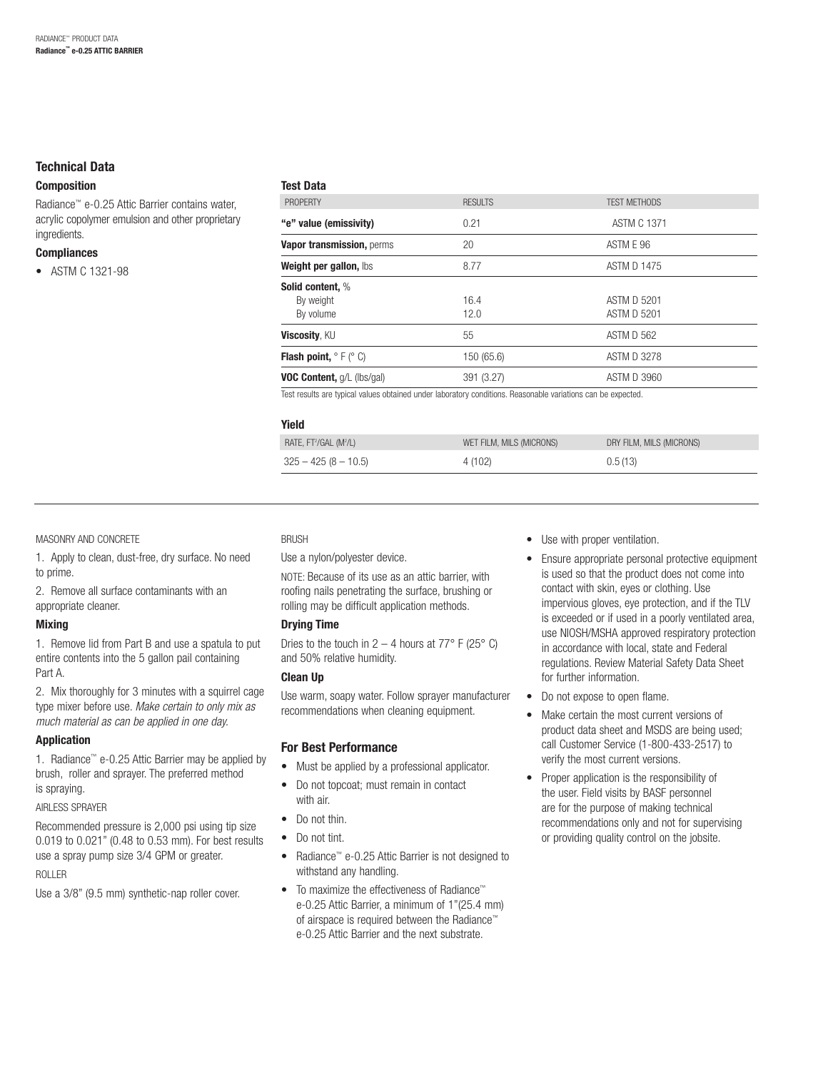## Technical Data

### Composition

Radiance™ e-0.25 Attic Barrier contains water, acrylic copolymer emulsion and other proprietary ingredients.

### Compliances

- ASTM C 1321-98

### Test Data

| PROPERTY | RESULTS | TEST METHODS |
|---|---|---|
| **"e" value (emissivity)** | 0.21 | ASTM C 1371 |
| **Vapor transmission,** perms | 20 | ASTM E 96 |
| **Weight per gallon,** lbs | 8.77 | ASTM D 1475 |
| **Solid content,** % | | |
| By weight | 16.4 | ASTM D 5201 |
| By volume | 12.0 | ASTM D 5201 |
| **Viscosity**, KU | 55 | ASTM D 562 |
| **Flash point,** ° F (° C) | 150 (65.6) | ASTM D 3278 |
| **VOC Content,** g/L (lbs/gal) | 391 (3.27) | ASTM D 3960 |

Test results are typical values obtained under laboratory conditions. Reasonable variations can be expected.

### Yield

| RATE, FT²/GAL (M²/L) | WET FILM, MILS (MICRONS) | DRY FILM, MILS (MICRONS) |
|---|---|---|
| 325 – 425 (8 – 10.5) | 4 (102) | 0.5 (13) |

MASONRY AND CONCRETE

1. Apply to clean, dust-free, dry surface. No need to prime.

2. Remove all surface contaminants with an appropriate cleaner.

### Mixing

1. Remove lid from Part B and use a spatula to put entire contents into the 5 gallon pail containing Part A.

2. Mix thoroughly for 3 minutes with a squirrel cage type mixer before use. *Make certain to only mix as much material as can be applied in one day.*

### Application

1. Radiance™ e-0.25 Attic Barrier may be applied by brush, roller and sprayer. The preferred method is spraying.

AIRLESS SPRAYER

Recommended pressure is 2,000 psi using tip size 0.019 to 0.021" (0.48 to 0.53 mm). For best results use a spray pump size 3/4 GPM or greater.

ROLLER

Use a 3/8" (9.5 mm) synthetic-nap roller cover.

BRUSH

Use a nylon/polyester device.

NOTE: Because of its use as an attic barrier, with roofing nails penetrating the surface, brushing or rolling may be difficult application methods.

### Drying Time

Dries to the touch in 2 – 4 hours at 77° F (25° C) and 50% relative humidity.

### Clean Up

Use warm, soapy water. Follow sprayer manufacturer recommendations when cleaning equipment.

## For Best Performance

- Must be applied by a professional applicator.
- Do not topcoat; must remain in contact with air.
- Do not thin.
- Do not tint.
- Radiance™ e-0.25 Attic Barrier is not designed to withstand any handling.
- To maximize the effectiveness of Radiance™ e-0.25 Attic Barrier, a minimum of 1"(25.4 mm) of airspace is required between the Radiance™ e-0.25 Attic Barrier and the next substrate.
- Use with proper ventilation.
- Ensure appropriate personal protective equipment is used so that the product does not come into contact with skin, eyes or clothing. Use impervious gloves, eye protection, and if the TLV is exceeded or if used in a poorly ventilated area, use NIOSH/MSHA approved respiratory protection in accordance with local, state and Federal regulations. Review Material Safety Data Sheet for further information.
- Do not expose to open flame.
- Make certain the most current versions of product data sheet and MSDS are being used; call Customer Service (1-800-433-2517) to verify the most current versions.
- Proper application is the responsibility of the user. Field visits by BASF personnel are for the purpose of making technical recommendations only and not for supervising or providing quality control on the jobsite.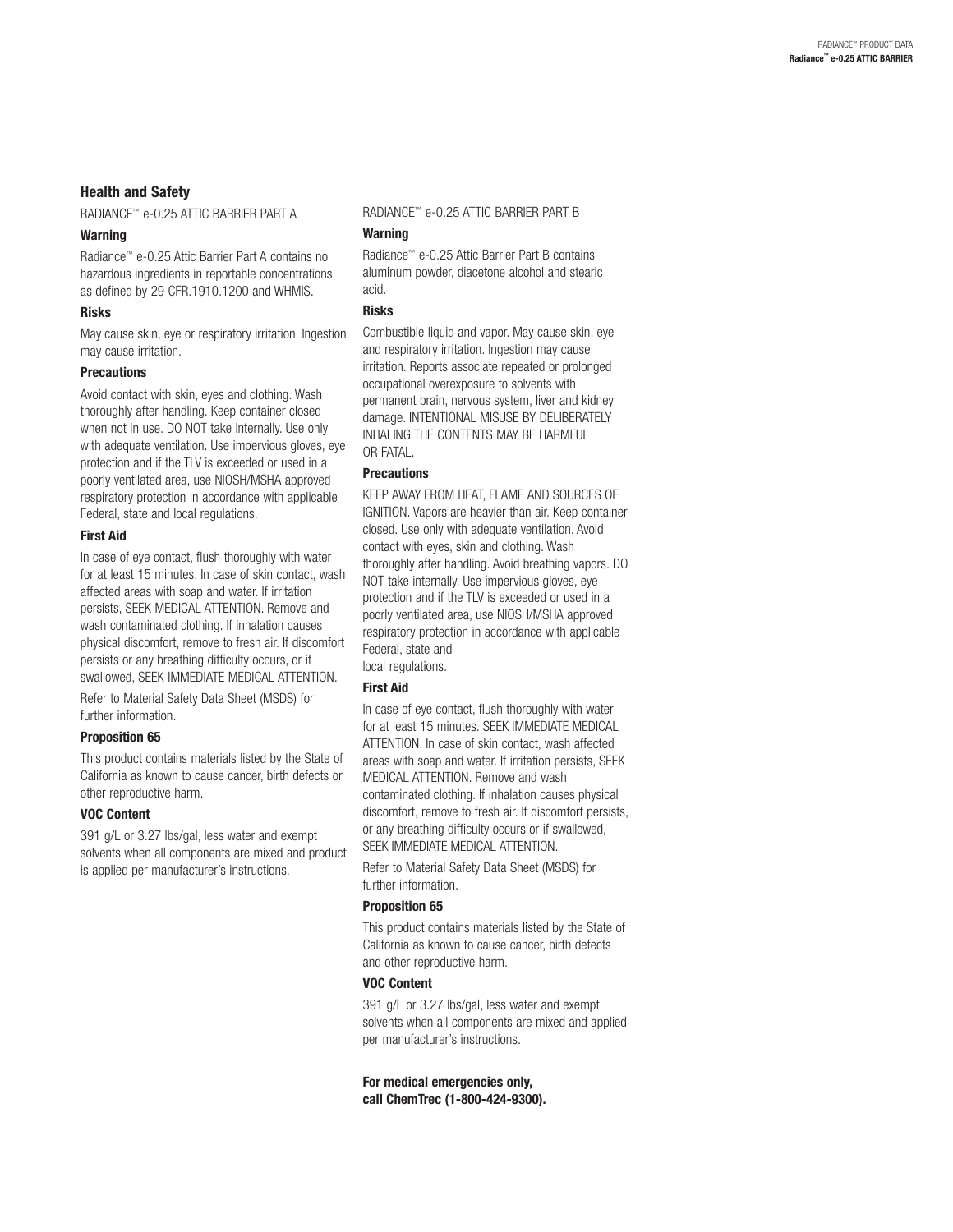## Health and Safety

RADIANCE™ e-0.25 ATTIC BARRIER PART A

### Warning

Radiance™ e-0.25 Attic Barrier Part A contains no hazardous ingredients in reportable concentrations as defined by 29 CFR.1910.1200 and WHMIS.

### Risks

May cause skin, eye or respiratory irritation. Ingestion may cause irritation.

### Precautions

Avoid contact with skin, eyes and clothing. Wash thoroughly after handling. Keep container closed when not in use. DO NOT take internally. Use only with adequate ventilation. Use impervious gloves, eye protection and if the TLV is exceeded or used in a poorly ventilated area, use NIOSH/MSHA approved respiratory protection in accordance with applicable Federal, state and local regulations.

### First Aid

In case of eye contact, flush thoroughly with water for at least 15 minutes. In case of skin contact, wash affected areas with soap and water. If irritation persists, SEEK MEDICAL ATTENTION. Remove and wash contaminated clothing. If inhalation causes physical discomfort, remove to fresh air. If discomfort persists or any breathing difficulty occurs, or if swallowed, SEEK IMMEDIATE MEDICAL ATTENTION.

Refer to Material Safety Data Sheet (MSDS) for further information.

### Proposition 65

This product contains materials listed by the State of California as known to cause cancer, birth defects or other reproductive harm.

### VOC Content

391 g/L or 3.27 lbs/gal, less water and exempt solvents when all components are mixed and product is applied per manufacturer's instructions.

RADIANCE™ e-0.25 ATTIC BARRIER PART B

### Warning

Radiance™ e-0.25 Attic Barrier Part B contains aluminum powder, diacetone alcohol and stearic acid.

### Risks

Combustible liquid and vapor. May cause skin, eye and respiratory irritation. Ingestion may cause irritation. Reports associate repeated or prolonged occupational overexposure to solvents with permanent brain, nervous system, liver and kidney damage. INTENTIONAL MISUSE BY DELIBERATELY INHALING THE CONTENTS MAY BE HARMFUL OR FATAL.

### Precautions

KEEP AWAY FROM HEAT, FLAME AND SOURCES OF IGNITION. Vapors are heavier than air. Keep container closed. Use only with adequate ventilation. Avoid contact with eyes, skin and clothing. Wash thoroughly after handling. Avoid breathing vapors. DO NOT take internally. Use impervious gloves, eye protection and if the TLV is exceeded or used in a poorly ventilated area, use NIOSH/MSHA approved respiratory protection in accordance with applicable Federal, state and local regulations.

### First Aid

In case of eye contact, flush thoroughly with water for at least 15 minutes. SEEK IMMEDIATE MEDICAL ATTENTION. In case of skin contact, wash affected areas with soap and water. If irritation persists, SEEK MEDICAL ATTENTION. Remove and wash contaminated clothing. If inhalation causes physical discomfort, remove to fresh air. If discomfort persists, or any breathing difficulty occurs or if swallowed, SEEK IMMEDIATE MEDICAL ATTENTION.

Refer to Material Safety Data Sheet (MSDS) for further information.

### Proposition 65

This product contains materials listed by the State of California as known to cause cancer, birth defects and other reproductive harm.

### VOC Content

391 g/L or 3.27 lbs/gal, less water and exempt solvents when all components are mixed and applied per manufacturer's instructions.

**For medical emergencies only, call ChemTrec (1-800-424-9300).**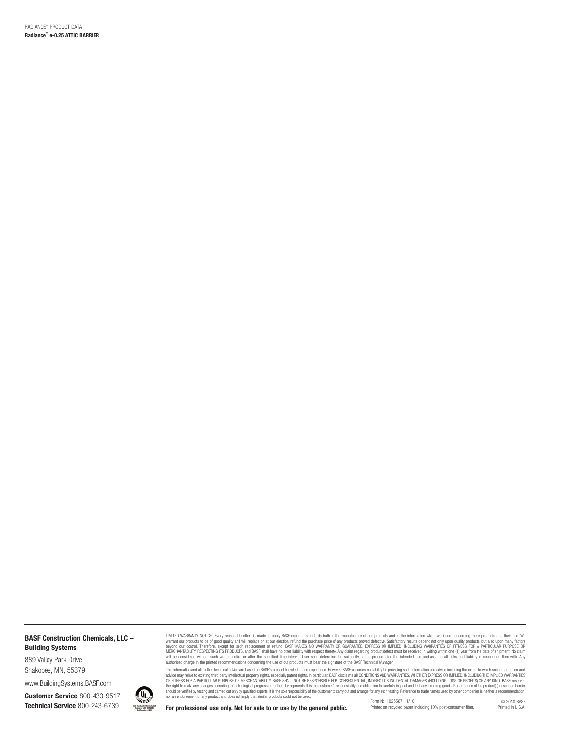**BASF Construction Chemicals, LLC – Building Systems**

889 Valley Park Drive
Shakopee, MN, 55379

www.BuildingSystems.BASF.com

**Customer Service** 800-433-9517
**Technical Service** 800-243-6739

LIMITED WARRANTY NOTICE Every reasonable effort is made to apply BASF exacting standards both in the manufacture of our products and in the information which we issue concerning these products and their use. We warrant our products to be of good quality and will replace or, at our election, refund the purchase price of any products proved defective. Satisfactory results depend not only upon quality products, but also upon many factors beyond our control. Therefore, except for such replacement or refund, BASF MAKES NO WARRANTY OR GUARANTEE, EXPRESS OR IMPLIED, INCLUDING WARRANTIES OF FITNESS FOR A PARTICULAR PURPOSE OR MERCHANTABILITY, RESPECTING ITS PRODUCTS, and BASF shall have no other liability with respect thereto. Any claim regarding product defect must be received in writing within one (1) year from the date of shipment. No claim will be considered without such written notice or after the specified time interval. User shall determine the suitability of the products for the intended use and assume all risks and liability in connection therewith. Any authorized change in the printed recommendations concerning the use of our products must bear the signature of the BASF Technical Manager.

This information and all further technical advice are based on BASF's present knowledge and experience. However, BASF assumes no liability for providing such information and advice including the extent to which such information and advice may relate to existing third party intellectual property rights, especially patent rights. In particular, BASF disclaims all CONDITIONS AND WARRANTIES, WHETHER EXPRESS OR IMPLIED, INCLUDING THE IMPLIED WARRANTIES OF FITNESS FOR A PARTICULAR PURPOSE OR MERCHANTABILITY. BASF SHALL NOT BE RESPONSIBLE FOR CONSEQUENTIAL, INDIRECT OR INCIDENTAL DAMAGES (INCLUDING LOSS OF PROFITS) OF ANY KIND. BASF reserves the right to make any changes according to technological progress or further developments. It is the customer's responsibility and obligation to carefully inspect and test any incoming goods. Performance of the product(s) described herein should be verified by testing and carried out only by qualified experts. It is the sole responsibility of the customer to carry out and arrange for any such testing. Reference to trade names used by other companies is neither a recommendation, nor an endorsement of any product and does not imply that similar products could not be used.

**For professional use only. Not for sale to or use by the general public.**

Form No. 1025567 1/10
Printed on recycled paper including 10% post-consumer fiber.

© 2010 BASF
Printed in U.S.A.